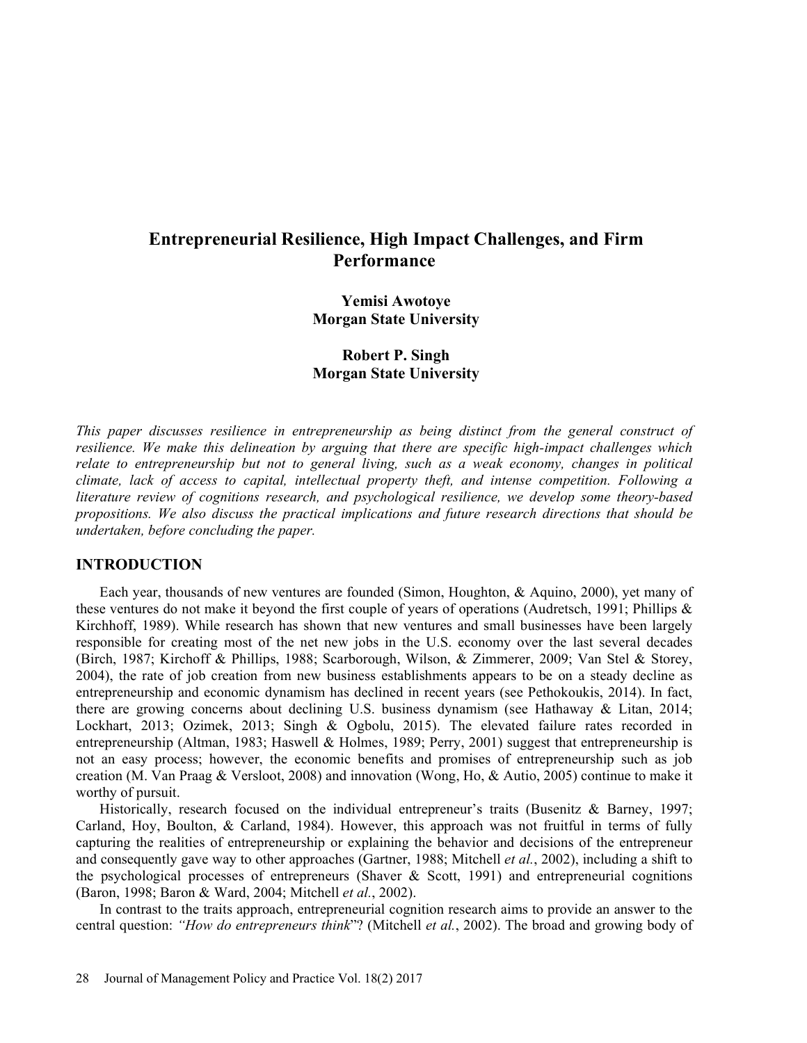# Entrepreneurial Resilience, High Impact Challenges, and Firm Performance

**Yemisi Awotoye**
**Morgan State University**

**Robert P. Singh**
**Morgan State University**

*This paper discusses resilience in entrepreneurship as being distinct from the general construct of resilience. We make this delineation by arguing that there are specific high-impact challenges which relate to entrepreneurship but not to general living, such as a weak economy, changes in political climate, lack of access to capital, intellectual property theft, and intense competition. Following a literature review of cognitions research, and psychological resilience, we develop some theory-based propositions. We also discuss the practical implications and future research directions that should be undertaken, before concluding the paper.*

## INTRODUCTION

Each year, thousands of new ventures are founded (Simon, Houghton, & Aquino, 2000), yet many of these ventures do not make it beyond the first couple of years of operations (Audretsch, 1991; Phillips & Kirchhoff, 1989). While research has shown that new ventures and small businesses have been largely responsible for creating most of the net new jobs in the U.S. economy over the last several decades (Birch, 1987; Kirchoff & Phillips, 1988; Scarborough, Wilson, & Zimmerer, 2009; Van Stel & Storey, 2004), the rate of job creation from new business establishments appears to be on a steady decline as entrepreneurship and economic dynamism has declined in recent years (see Pethokoukis, 2014). In fact, there are growing concerns about declining U.S. business dynamism (see Hathaway & Litan, 2014; Lockhart, 2013; Ozimek, 2013; Singh & Ogbolu, 2015). The elevated failure rates recorded in entrepreneurship (Altman, 1983; Haswell & Holmes, 1989; Perry, 2001) suggest that entrepreneurship is not an easy process; however, the economic benefits and promises of entrepreneurship such as job creation (M. Van Praag & Versloot, 2008) and innovation (Wong, Ho, & Autio, 2005) continue to make it worthy of pursuit.

Historically, research focused on the individual entrepreneur's traits (Busenitz & Barney, 1997; Carland, Hoy, Boulton, & Carland, 1984). However, this approach was not fruitful in terms of fully capturing the realities of entrepreneurship or explaining the behavior and decisions of the entrepreneur and consequently gave way to other approaches (Gartner, 1988; Mitchell *et al.*, 2002), including a shift to the psychological processes of entrepreneurs (Shaver & Scott, 1991) and entrepreneurial cognitions (Baron, 1998; Baron & Ward, 2004; Mitchell *et al.*, 2002).

In contrast to the traits approach, entrepreneurial cognition research aims to provide an answer to the central question: *"How do entrepreneurs think*"? (Mitchell *et al.*, 2002). The broad and growing body of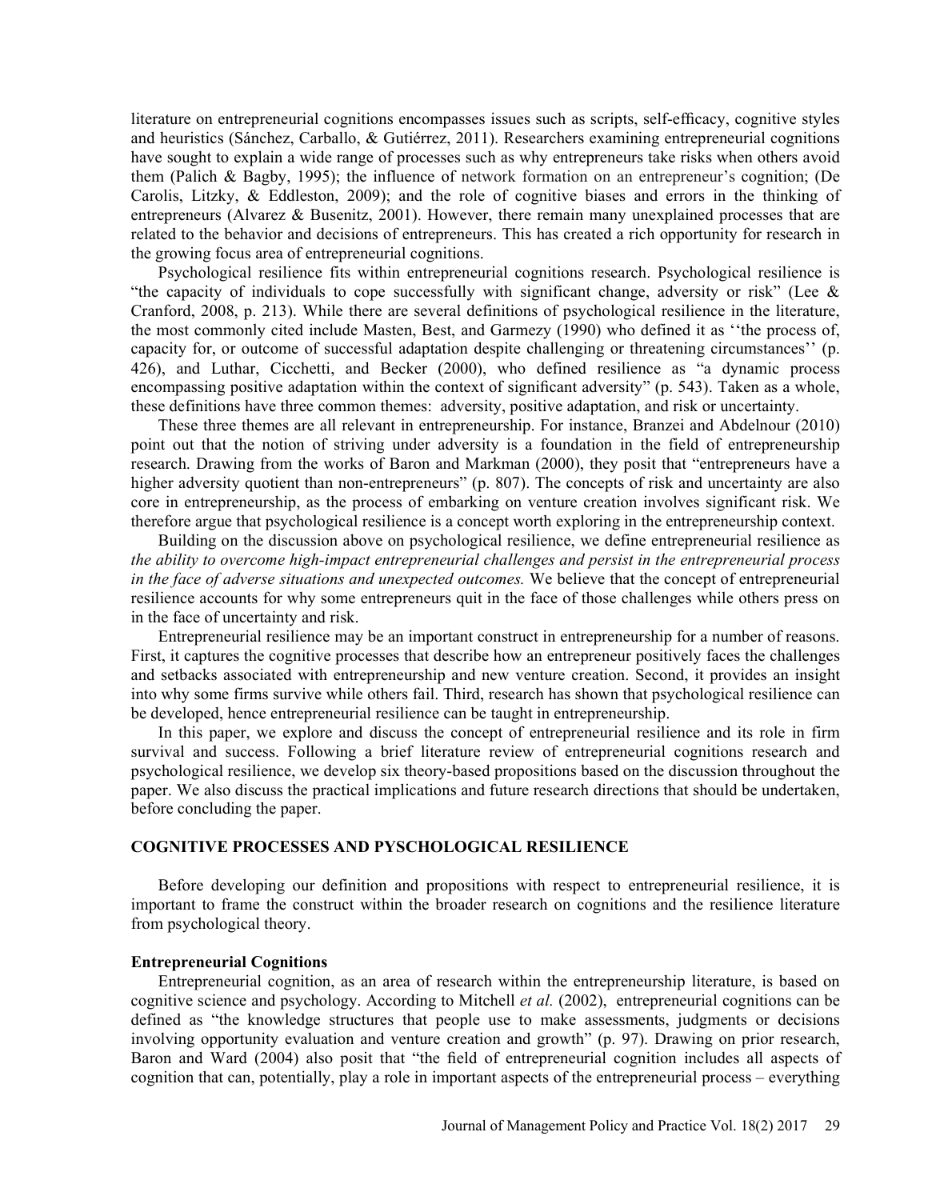literature on entrepreneurial cognitions encompasses issues such as scripts, self-efficacy, cognitive styles and heuristics (Sánchez, Carballo, & Gutiérrez, 2011). Researchers examining entrepreneurial cognitions have sought to explain a wide range of processes such as why entrepreneurs take risks when others avoid them (Palich & Bagby, 1995); the influence of network formation on an entrepreneur's cognition; (De Carolis, Litzky, & Eddleston, 2009); and the role of cognitive biases and errors in the thinking of entrepreneurs (Alvarez & Busenitz, 2001). However, there remain many unexplained processes that are related to the behavior and decisions of entrepreneurs. This has created a rich opportunity for research in the growing focus area of entrepreneurial cognitions.

Psychological resilience fits within entrepreneurial cognitions research. Psychological resilience is "the capacity of individuals to cope successfully with significant change, adversity or risk" (Lee & Cranford, 2008, p. 213). While there are several definitions of psychological resilience in the literature, the most commonly cited include Masten, Best, and Garmezy (1990) who defined it as ''the process of, capacity for, or outcome of successful adaptation despite challenging or threatening circumstances'' (p. 426), and Luthar, Cicchetti, and Becker (2000), who defined resilience as "a dynamic process encompassing positive adaptation within the context of significant adversity" (p. 543). Taken as a whole, these definitions have three common themes: adversity, positive adaptation, and risk or uncertainty.

These three themes are all relevant in entrepreneurship. For instance, Branzei and Abdelnour (2010) point out that the notion of striving under adversity is a foundation in the field of entrepreneurship research. Drawing from the works of Baron and Markman (2000), they posit that "entrepreneurs have a higher adversity quotient than non-entrepreneurs" (p. 807). The concepts of risk and uncertainty are also core in entrepreneurship, as the process of embarking on venture creation involves significant risk. We therefore argue that psychological resilience is a concept worth exploring in the entrepreneurship context.

Building on the discussion above on psychological resilience, we define entrepreneurial resilience as *the ability to overcome high-impact entrepreneurial challenges and persist in the entrepreneurial process in the face of adverse situations and unexpected outcomes.* We believe that the concept of entrepreneurial resilience accounts for why some entrepreneurs quit in the face of those challenges while others press on in the face of uncertainty and risk.

Entrepreneurial resilience may be an important construct in entrepreneurship for a number of reasons. First, it captures the cognitive processes that describe how an entrepreneur positively faces the challenges and setbacks associated with entrepreneurship and new venture creation. Second, it provides an insight into why some firms survive while others fail. Third, research has shown that psychological resilience can be developed, hence entrepreneurial resilience can be taught in entrepreneurship.

In this paper, we explore and discuss the concept of entrepreneurial resilience and its role in firm survival and success. Following a brief literature review of entrepreneurial cognitions research and psychological resilience, we develop six theory-based propositions based on the discussion throughout the paper. We also discuss the practical implications and future research directions that should be undertaken, before concluding the paper.

## COGNITIVE PROCESSES AND PYSCHOLOGICAL RESILIENCE

Before developing our definition and propositions with respect to entrepreneurial resilience, it is important to frame the construct within the broader research on cognitions and the resilience literature from psychological theory.

### Entrepreneurial Cognitions

Entrepreneurial cognition, as an area of research within the entrepreneurship literature, is based on cognitive science and psychology. According to Mitchell *et al.* (2002), entrepreneurial cognitions can be defined as "the knowledge structures that people use to make assessments, judgments or decisions involving opportunity evaluation and venture creation and growth" (p. 97). Drawing on prior research, Baron and Ward (2004) also posit that "the field of entrepreneurial cognition includes all aspects of cognition that can, potentially, play a role in important aspects of the entrepreneurial process – everything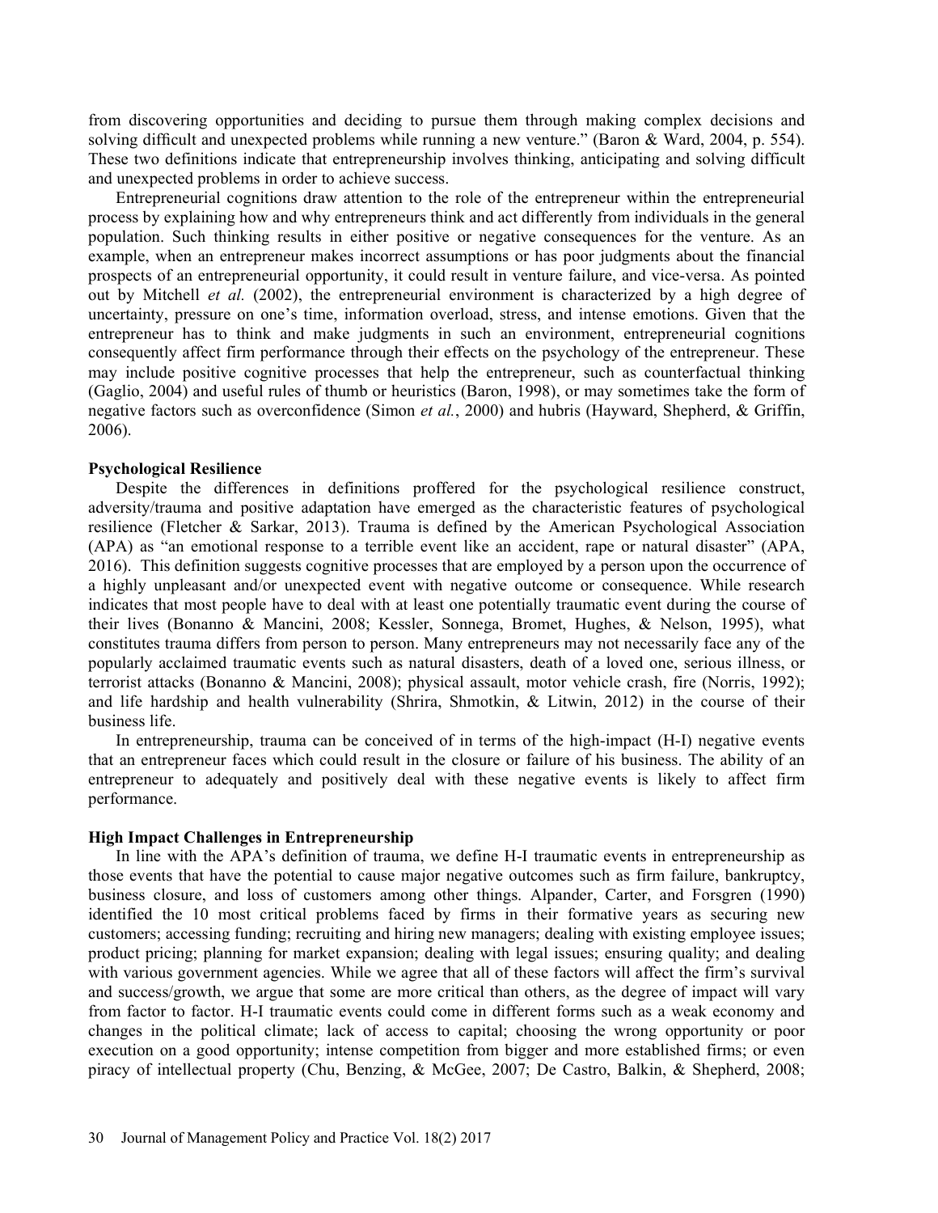from discovering opportunities and deciding to pursue them through making complex decisions and solving difficult and unexpected problems while running a new venture." (Baron & Ward, 2004, p. 554). These two definitions indicate that entrepreneurship involves thinking, anticipating and solving difficult and unexpected problems in order to achieve success.

Entrepreneurial cognitions draw attention to the role of the entrepreneur within the entrepreneurial process by explaining how and why entrepreneurs think and act differently from individuals in the general population. Such thinking results in either positive or negative consequences for the venture. As an example, when an entrepreneur makes incorrect assumptions or has poor judgments about the financial prospects of an entrepreneurial opportunity, it could result in venture failure, and vice-versa. As pointed out by Mitchell *et al.* (2002), the entrepreneurial environment is characterized by a high degree of uncertainty, pressure on one's time, information overload, stress, and intense emotions. Given that the entrepreneur has to think and make judgments in such an environment, entrepreneurial cognitions consequently affect firm performance through their effects on the psychology of the entrepreneur. These may include positive cognitive processes that help the entrepreneur, such as counterfactual thinking (Gaglio, 2004) and useful rules of thumb or heuristics (Baron, 1998), or may sometimes take the form of negative factors such as overconfidence (Simon *et al.*, 2000) and hubris (Hayward, Shepherd, & Griffin, 2006).

### Psychological Resilience

Despite the differences in definitions proffered for the psychological resilience construct, adversity/trauma and positive adaptation have emerged as the characteristic features of psychological resilience (Fletcher & Sarkar, 2013). Trauma is defined by the American Psychological Association (APA) as "an emotional response to a terrible event like an accident, rape or natural disaster" (APA, 2016). This definition suggests cognitive processes that are employed by a person upon the occurrence of a highly unpleasant and/or unexpected event with negative outcome or consequence. While research indicates that most people have to deal with at least one potentially traumatic event during the course of their lives (Bonanno & Mancini, 2008; Kessler, Sonnega, Bromet, Hughes, & Nelson, 1995), what constitutes trauma differs from person to person. Many entrepreneurs may not necessarily face any of the popularly acclaimed traumatic events such as natural disasters, death of a loved one, serious illness, or terrorist attacks (Bonanno & Mancini, 2008); physical assault, motor vehicle crash, fire (Norris, 1992); and life hardship and health vulnerability (Shrira, Shmotkin, & Litwin, 2012) in the course of their business life.

In entrepreneurship, trauma can be conceived of in terms of the high-impact (H-I) negative events that an entrepreneur faces which could result in the closure or failure of his business. The ability of an entrepreneur to adequately and positively deal with these negative events is likely to affect firm performance.

### High Impact Challenges in Entrepreneurship

In line with the APA's definition of trauma, we define H-I traumatic events in entrepreneurship as those events that have the potential to cause major negative outcomes such as firm failure, bankruptcy, business closure, and loss of customers among other things. Alpander, Carter, and Forsgren (1990) identified the 10 most critical problems faced by firms in their formative years as securing new customers; accessing funding; recruiting and hiring new managers; dealing with existing employee issues; product pricing; planning for market expansion; dealing with legal issues; ensuring quality; and dealing with various government agencies. While we agree that all of these factors will affect the firm's survival and success/growth, we argue that some are more critical than others, as the degree of impact will vary from factor to factor. H-I traumatic events could come in different forms such as a weak economy and changes in the political climate; lack of access to capital; choosing the wrong opportunity or poor execution on a good opportunity; intense competition from bigger and more established firms; or even piracy of intellectual property (Chu, Benzing, & McGee, 2007; De Castro, Balkin, & Shepherd, 2008;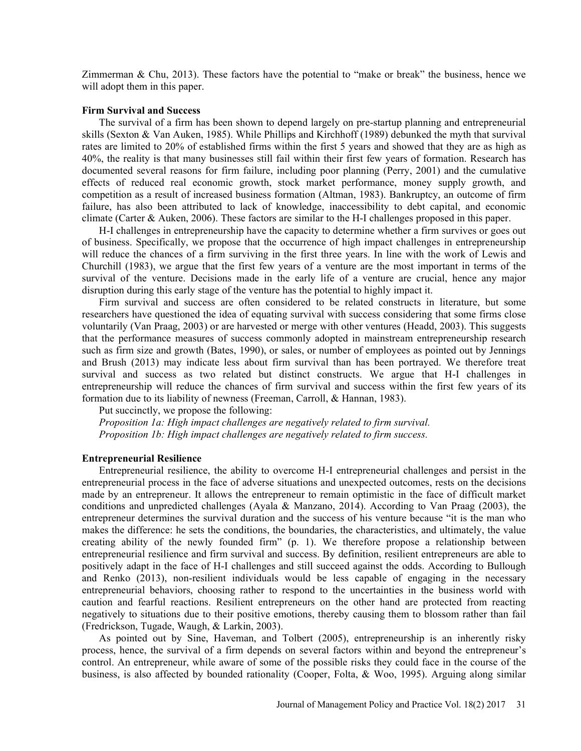Zimmerman & Chu, 2013). These factors have the potential to "make or break" the business, hence we will adopt them in this paper.

### Firm Survival and Success

The survival of a firm has been shown to depend largely on pre-startup planning and entrepreneurial skills (Sexton & Van Auken, 1985). While Phillips and Kirchhoff (1989) debunked the myth that survival rates are limited to 20% of established firms within the first 5 years and showed that they are as high as 40%, the reality is that many businesses still fail within their first few years of formation. Research has documented several reasons for firm failure, including poor planning (Perry, 2001) and the cumulative effects of reduced real economic growth, stock market performance, money supply growth, and competition as a result of increased business formation (Altman, 1983). Bankruptcy, an outcome of firm failure, has also been attributed to lack of knowledge, inaccessibility to debt capital, and economic climate (Carter & Auken, 2006). These factors are similar to the H-I challenges proposed in this paper.

H-I challenges in entrepreneurship have the capacity to determine whether a firm survives or goes out of business. Specifically, we propose that the occurrence of high impact challenges in entrepreneurship will reduce the chances of a firm surviving in the first three years. In line with the work of Lewis and Churchill (1983), we argue that the first few years of a venture are the most important in terms of the survival of the venture. Decisions made in the early life of a venture are crucial, hence any major disruption during this early stage of the venture has the potential to highly impact it.

Firm survival and success are often considered to be related constructs in literature, but some researchers have questioned the idea of equating survival with success considering that some firms close voluntarily (Van Praag, 2003) or are harvested or merge with other ventures (Headd, 2003). This suggests that the performance measures of success commonly adopted in mainstream entrepreneurship research such as firm size and growth (Bates, 1990), or sales, or number of employees as pointed out by Jennings and Brush (2013) may indicate less about firm survival than has been portrayed. We therefore treat survival and success as two related but distinct constructs. We argue that H-I challenges in entrepreneurship will reduce the chances of firm survival and success within the first few years of its formation due to its liability of newness (Freeman, Carroll, & Hannan, 1983).

Put succinctly, we propose the following:

*Proposition 1a: High impact challenges are negatively related to firm survival.*

*Proposition 1b: High impact challenges are negatively related to firm success.*

### Entrepreneurial Resilience

Entrepreneurial resilience, the ability to overcome H-I entrepreneurial challenges and persist in the entrepreneurial process in the face of adverse situations and unexpected outcomes, rests on the decisions made by an entrepreneur. It allows the entrepreneur to remain optimistic in the face of difficult market conditions and unpredicted challenges (Ayala & Manzano, 2014). According to Van Praag (2003), the entrepreneur determines the survival duration and the success of his venture because "it is the man who makes the difference: he sets the conditions, the boundaries, the characteristics, and ultimately, the value creating ability of the newly founded firm" (p. 1). We therefore propose a relationship between entrepreneurial resilience and firm survival and success. By definition, resilient entrepreneurs are able to positively adapt in the face of H-I challenges and still succeed against the odds. According to Bullough and Renko (2013), non-resilient individuals would be less capable of engaging in the necessary entrepreneurial behaviors, choosing rather to respond to the uncertainties in the business world with caution and fearful reactions. Resilient entrepreneurs on the other hand are protected from reacting negatively to situations due to their positive emotions, thereby causing them to blossom rather than fail (Fredrickson, Tugade, Waugh, & Larkin, 2003).

As pointed out by Sine, Haveman, and Tolbert (2005), entrepreneurship is an inherently risky process, hence, the survival of a firm depends on several factors within and beyond the entrepreneur's control. An entrepreneur, while aware of some of the possible risks they could face in the course of the business, is also affected by bounded rationality (Cooper, Folta, & Woo, 1995). Arguing along similar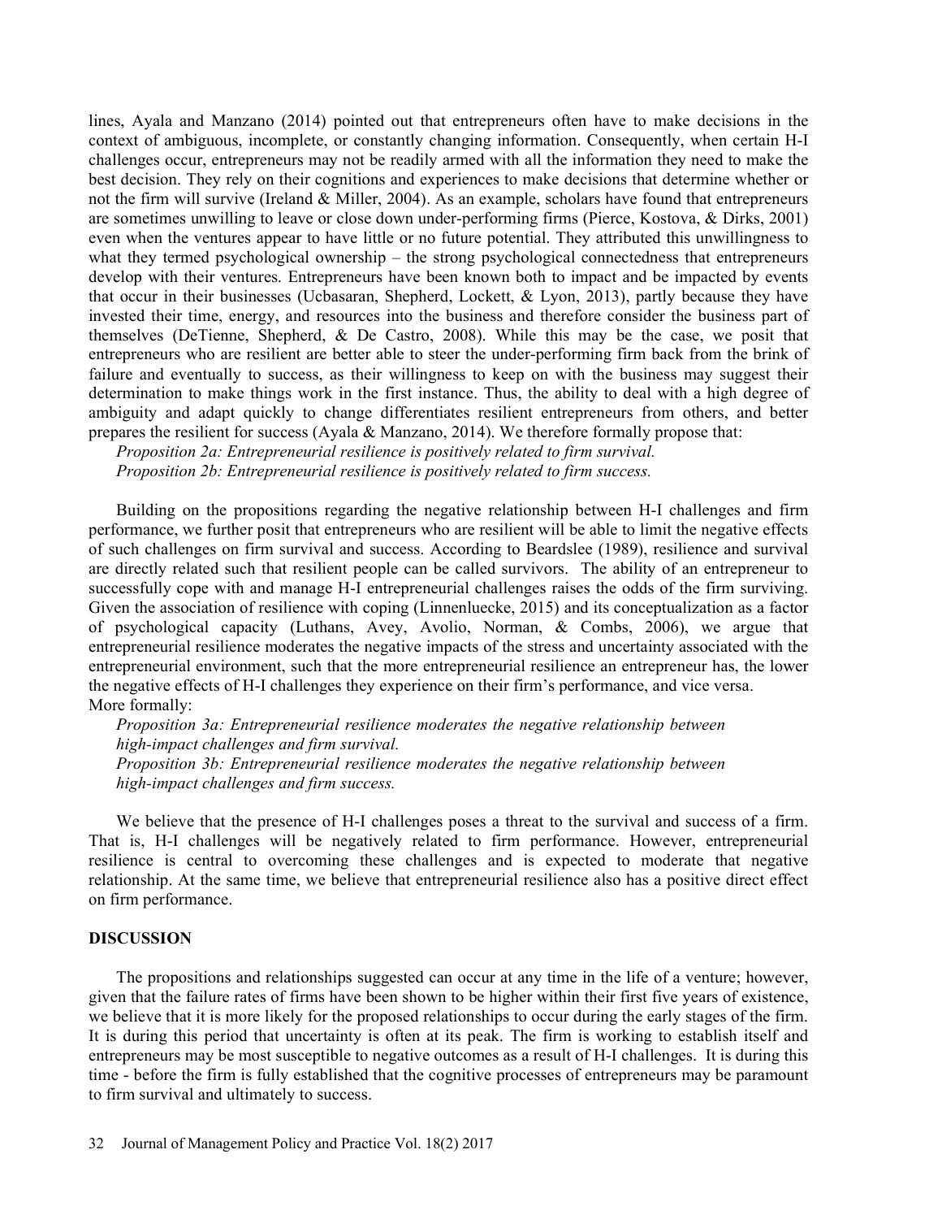lines, Ayala and Manzano (2014) pointed out that entrepreneurs often have to make decisions in the context of ambiguous, incomplete, or constantly changing information. Consequently, when certain H-I challenges occur, entrepreneurs may not be readily armed with all the information they need to make the best decision. They rely on their cognitions and experiences to make decisions that determine whether or not the firm will survive (Ireland & Miller, 2004). As an example, scholars have found that entrepreneurs are sometimes unwilling to leave or close down under-performing firms (Pierce, Kostova, & Dirks, 2001) even when the ventures appear to have little or no future potential. They attributed this unwillingness to what they termed psychological ownership – the strong psychological connectedness that entrepreneurs develop with their ventures. Entrepreneurs have been known both to impact and be impacted by events that occur in their businesses (Ucbasaran, Shepherd, Lockett, & Lyon, 2013), partly because they have invested their time, energy, and resources into the business and therefore consider the business part of themselves (DeTienne, Shepherd, & De Castro, 2008). While this may be the case, we posit that entrepreneurs who are resilient are better able to steer the under-performing firm back from the brink of failure and eventually to success, as their willingness to keep on with the business may suggest their determination to make things work in the first instance. Thus, the ability to deal with a high degree of ambiguity and adapt quickly to change differentiates resilient entrepreneurs from others, and better prepares the resilient for success (Ayala & Manzano, 2014). We therefore formally propose that:

*Proposition 2a: Entrepreneurial resilience is positively related to firm survival.*
*Proposition 2b: Entrepreneurial resilience is positively related to firm success.*

Building on the propositions regarding the negative relationship between H-I challenges and firm performance, we further posit that entrepreneurs who are resilient will be able to limit the negative effects of such challenges on firm survival and success. According to Beardslee (1989), resilience and survival are directly related such that resilient people can be called survivors. The ability of an entrepreneur to successfully cope with and manage H-I entrepreneurial challenges raises the odds of the firm surviving. Given the association of resilience with coping (Linnenluecke, 2015) and its conceptualization as a factor of psychological capacity (Luthans, Avey, Avolio, Norman, & Combs, 2006), we argue that entrepreneurial resilience moderates the negative impacts of the stress and uncertainty associated with the entrepreneurial environment, such that the more entrepreneurial resilience an entrepreneur has, the lower the negative effects of H-I challenges they experience on their firm's performance, and vice versa. More formally:

*Proposition 3a: Entrepreneurial resilience moderates the negative relationship between high-impact challenges and firm survival.*
*Proposition 3b: Entrepreneurial resilience moderates the negative relationship between high-impact challenges and firm success.*

We believe that the presence of H-I challenges poses a threat to the survival and success of a firm. That is, H-I challenges will be negatively related to firm performance. However, entrepreneurial resilience is central to overcoming these challenges and is expected to moderate that negative relationship. At the same time, we believe that entrepreneurial resilience also has a positive direct effect on firm performance.

## DISCUSSION

The propositions and relationships suggested can occur at any time in the life of a venture; however, given that the failure rates of firms have been shown to be higher within their first five years of existence, we believe that it is more likely for the proposed relationships to occur during the early stages of the firm. It is during this period that uncertainty is often at its peak. The firm is working to establish itself and entrepreneurs may be most susceptible to negative outcomes as a result of H-I challenges. It is during this time - before the firm is fully established that the cognitive processes of entrepreneurs may be paramount to firm survival and ultimately to success.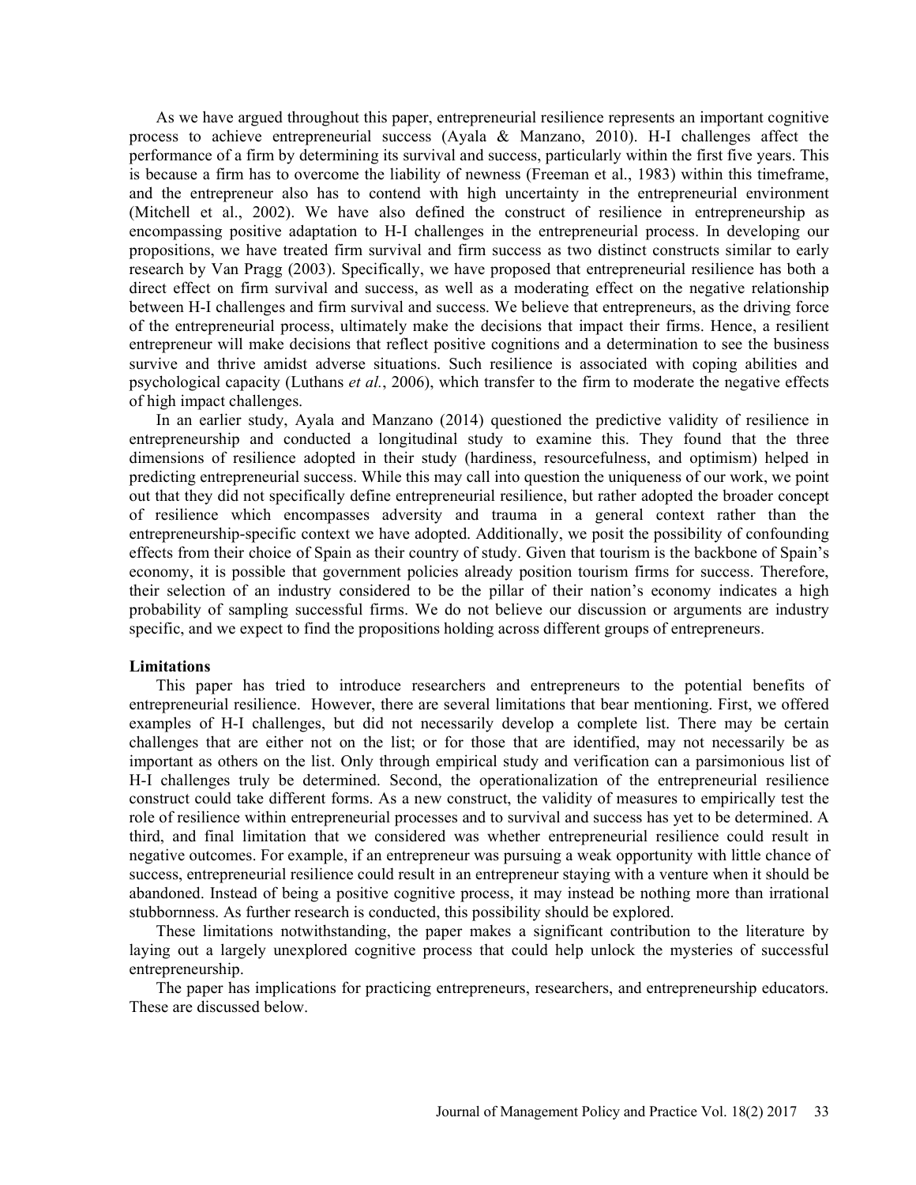As we have argued throughout this paper, entrepreneurial resilience represents an important cognitive process to achieve entrepreneurial success (Ayala & Manzano, 2010). H-I challenges affect the performance of a firm by determining its survival and success, particularly within the first five years. This is because a firm has to overcome the liability of newness (Freeman et al., 1983) within this timeframe, and the entrepreneur also has to contend with high uncertainty in the entrepreneurial environment (Mitchell et al., 2002). We have also defined the construct of resilience in entrepreneurship as encompassing positive adaptation to H-I challenges in the entrepreneurial process. In developing our propositions, we have treated firm survival and firm success as two distinct constructs similar to early research by Van Pragg (2003). Specifically, we have proposed that entrepreneurial resilience has both a direct effect on firm survival and success, as well as a moderating effect on the negative relationship between H-I challenges and firm survival and success. We believe that entrepreneurs, as the driving force of the entrepreneurial process, ultimately make the decisions that impact their firms. Hence, a resilient entrepreneur will make decisions that reflect positive cognitions and a determination to see the business survive and thrive amidst adverse situations. Such resilience is associated with coping abilities and psychological capacity (Luthans *et al.*, 2006), which transfer to the firm to moderate the negative effects of high impact challenges.

In an earlier study, Ayala and Manzano (2014) questioned the predictive validity of resilience in entrepreneurship and conducted a longitudinal study to examine this. They found that the three dimensions of resilience adopted in their study (hardiness, resourcefulness, and optimism) helped in predicting entrepreneurial success. While this may call into question the uniqueness of our work, we point out that they did not specifically define entrepreneurial resilience, but rather adopted the broader concept of resilience which encompasses adversity and trauma in a general context rather than the entrepreneurship-specific context we have adopted. Additionally, we posit the possibility of confounding effects from their choice of Spain as their country of study. Given that tourism is the backbone of Spain's economy, it is possible that government policies already position tourism firms for success. Therefore, their selection of an industry considered to be the pillar of their nation's economy indicates a high probability of sampling successful firms. We do not believe our discussion or arguments are industry specific, and we expect to find the propositions holding across different groups of entrepreneurs.

**Limitations**

This paper has tried to introduce researchers and entrepreneurs to the potential benefits of entrepreneurial resilience. However, there are several limitations that bear mentioning. First, we offered examples of H-I challenges, but did not necessarily develop a complete list. There may be certain challenges that are either not on the list; or for those that are identified, may not necessarily be as important as others on the list. Only through empirical study and verification can a parsimonious list of H-I challenges truly be determined. Second, the operationalization of the entrepreneurial resilience construct could take different forms. As a new construct, the validity of measures to empirically test the role of resilience within entrepreneurial processes and to survival and success has yet to be determined. A third, and final limitation that we considered was whether entrepreneurial resilience could result in negative outcomes. For example, if an entrepreneur was pursuing a weak opportunity with little chance of success, entrepreneurial resilience could result in an entrepreneur staying with a venture when it should be abandoned. Instead of being a positive cognitive process, it may instead be nothing more than irrational stubbornness. As further research is conducted, this possibility should be explored.

These limitations notwithstanding, the paper makes a significant contribution to the literature by laying out a largely unexplored cognitive process that could help unlock the mysteries of successful entrepreneurship.

The paper has implications for practicing entrepreneurs, researchers, and entrepreneurship educators. These are discussed below.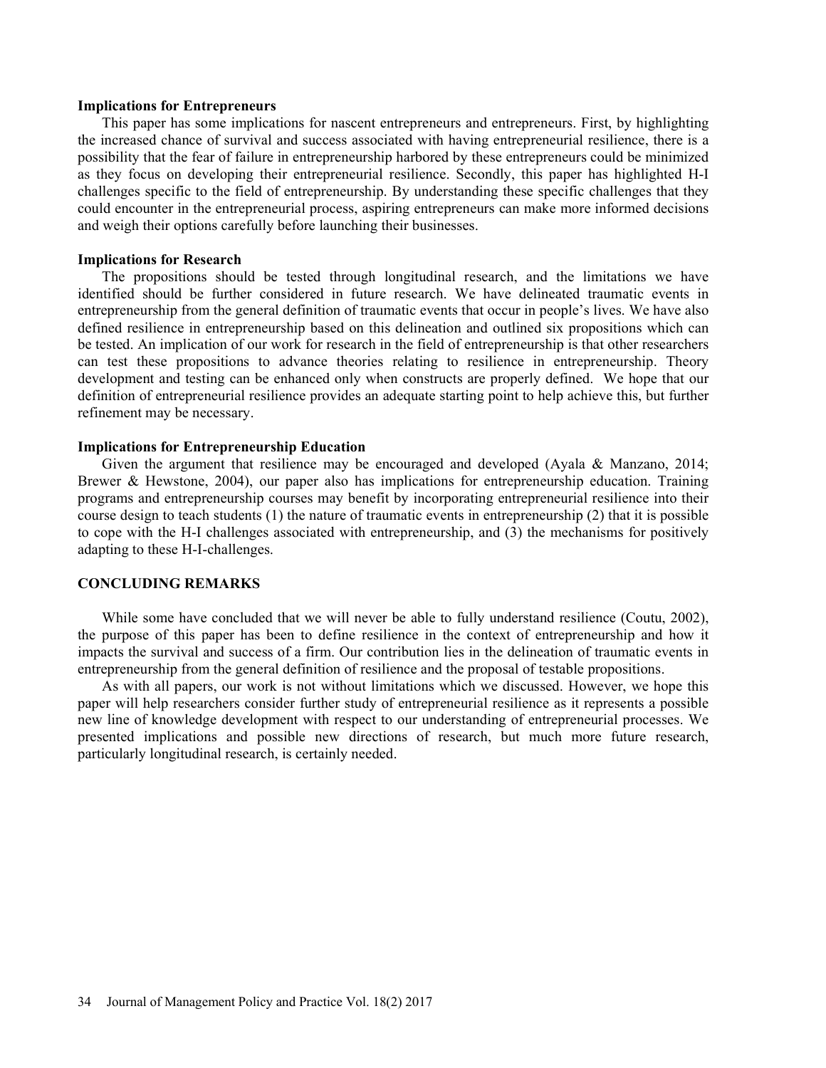### Implications for Entrepreneurs

This paper has some implications for nascent entrepreneurs and entrepreneurs. First, by highlighting the increased chance of survival and success associated with having entrepreneurial resilience, there is a possibility that the fear of failure in entrepreneurship harbored by these entrepreneurs could be minimized as they focus on developing their entrepreneurial resilience. Secondly, this paper has highlighted H-I challenges specific to the field of entrepreneurship. By understanding these specific challenges that they could encounter in the entrepreneurial process, aspiring entrepreneurs can make more informed decisions and weigh their options carefully before launching their businesses.

### Implications for Research

The propositions should be tested through longitudinal research, and the limitations we have identified should be further considered in future research. We have delineated traumatic events in entrepreneurship from the general definition of traumatic events that occur in people's lives. We have also defined resilience in entrepreneurship based on this delineation and outlined six propositions which can be tested. An implication of our work for research in the field of entrepreneurship is that other researchers can test these propositions to advance theories relating to resilience in entrepreneurship. Theory development and testing can be enhanced only when constructs are properly defined. We hope that our definition of entrepreneurial resilience provides an adequate starting point to help achieve this, but further refinement may be necessary.

### Implications for Entrepreneurship Education

Given the argument that resilience may be encouraged and developed (Ayala & Manzano, 2014; Brewer & Hewstone, 2004), our paper also has implications for entrepreneurship education. Training programs and entrepreneurship courses may benefit by incorporating entrepreneurial resilience into their course design to teach students (1) the nature of traumatic events in entrepreneurship (2) that it is possible to cope with the H-I challenges associated with entrepreneurship, and (3) the mechanisms for positively adapting to these H-I-challenges.

## CONCLUDING REMARKS

While some have concluded that we will never be able to fully understand resilience (Coutu, 2002), the purpose of this paper has been to define resilience in the context of entrepreneurship and how it impacts the survival and success of a firm. Our contribution lies in the delineation of traumatic events in entrepreneurship from the general definition of resilience and the proposal of testable propositions.

As with all papers, our work is not without limitations which we discussed. However, we hope this paper will help researchers consider further study of entrepreneurial resilience as it represents a possible new line of knowledge development with respect to our understanding of entrepreneurial processes. We presented implications and possible new directions of research, but much more future research, particularly longitudinal research, is certainly needed.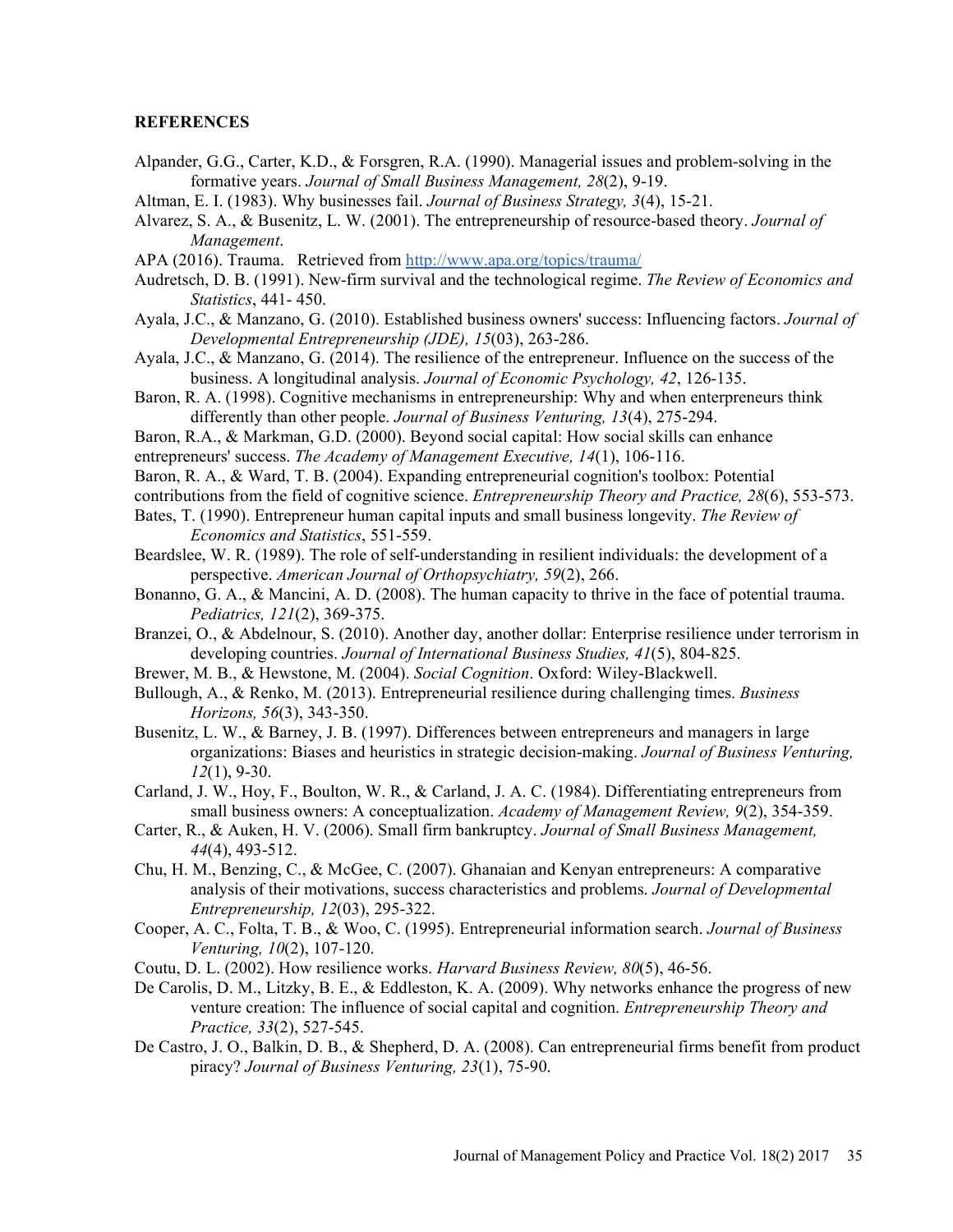**REFERENCES**

Alpander, G.G., Carter, K.D., & Forsgren, R.A. (1990). Managerial issues and problem-solving in the formative years. *Journal of Small Business Management, 28*(2), 9-19.

Altman, E. I. (1983). Why businesses fail. *Journal of Business Strategy, 3*(4), 15-21.

Alvarez, S. A., & Busenitz, L. W. (2001). The entrepreneurship of resource-based theory. *Journal of Management*.

APA (2016). Trauma. Retrieved from http://www.apa.org/topics/trauma/

Audretsch, D. B. (1991). New-firm survival and the technological regime. *The Review of Economics and Statistics*, 441- 450.

Ayala, J.C., & Manzano, G. (2010). Established business owners' success: Influencing factors. *Journal of Developmental Entrepreneurship (JDE), 15*(03), 263-286.

Ayala, J.C., & Manzano, G. (2014). The resilience of the entrepreneur. Influence on the success of the business. A longitudinal analysis. *Journal of Economic Psychology, 42*, 126-135.

Baron, R. A. (1998). Cognitive mechanisms in entrepreneurship: Why and when enterpreneurs think differently than other people. *Journal of Business Venturing, 13*(4), 275-294.

Baron, R.A., & Markman, G.D. (2000). Beyond social capital: How social skills can enhance entrepreneurs' success. *The Academy of Management Executive, 14*(1), 106-116.

Baron, R. A., & Ward, T. B. (2004). Expanding entrepreneurial cognition's toolbox: Potential contributions from the field of cognitive science. *Entrepreneurship Theory and Practice, 28*(6), 553-573.

Bates, T. (1990). Entrepreneur human capital inputs and small business longevity. *The Review of Economics and Statistics*, 551-559.

Beardslee, W. R. (1989). The role of self-understanding in resilient individuals: the development of a perspective. *American Journal of Orthopsychiatry, 59*(2), 266.

Bonanno, G. A., & Mancini, A. D. (2008). The human capacity to thrive in the face of potential trauma. *Pediatrics, 121*(2), 369-375.

Branzei, O., & Abdelnour, S. (2010). Another day, another dollar: Enterprise resilience under terrorism in developing countries. *Journal of International Business Studies, 41*(5), 804-825.

Brewer, M. B., & Hewstone, M. (2004). *Social Cognition*. Oxford: Wiley-Blackwell.

Bullough, A., & Renko, M. (2013). Entrepreneurial resilience during challenging times. *Business Horizons, 56*(3), 343-350.

Busenitz, L. W., & Barney, J. B. (1997). Differences between entrepreneurs and managers in large organizations: Biases and heuristics in strategic decision-making. *Journal of Business Venturing, 12*(1), 9-30.

Carland, J. W., Hoy, F., Boulton, W. R., & Carland, J. A. C. (1984). Differentiating entrepreneurs from small business owners: A conceptualization. *Academy of Management Review, 9*(2), 354-359.

Carter, R., & Auken, H. V. (2006). Small firm bankruptcy. *Journal of Small Business Management, 44*(4), 493-512.

Chu, H. M., Benzing, C., & McGee, C. (2007). Ghanaian and Kenyan entrepreneurs: A comparative analysis of their motivations, success characteristics and problems. *Journal of Developmental Entrepreneurship, 12*(03), 295-322.

Cooper, A. C., Folta, T. B., & Woo, C. (1995). Entrepreneurial information search. *Journal of Business Venturing, 10*(2), 107-120.

Coutu, D. L. (2002). How resilience works. *Harvard Business Review, 80*(5), 46-56.

De Carolis, D. M., Litzky, B. E., & Eddleston, K. A. (2009). Why networks enhance the progress of new venture creation: The influence of social capital and cognition. *Entrepreneurship Theory and Practice, 33*(2), 527-545.

De Castro, J. O., Balkin, D. B., & Shepherd, D. A. (2008). Can entrepreneurial firms benefit from product piracy? *Journal of Business Venturing, 23*(1), 75-90.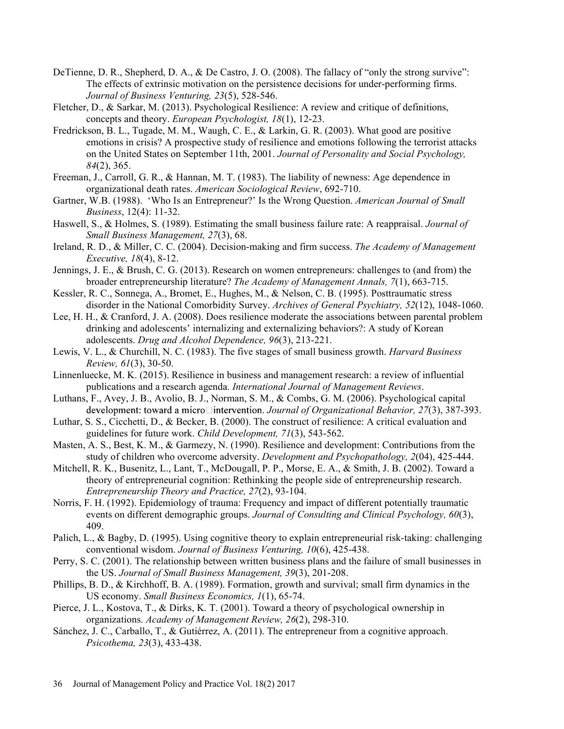DeTienne, D. R., Shepherd, D. A., & De Castro, J. O. (2008). The fallacy of "only the strong survive": The effects of extrinsic motivation on the persistence decisions for under-performing firms. *Journal of Business Venturing, 23*(5), 528-546.

Fletcher, D., & Sarkar, M. (2013). Psychological Resilience: A review and critique of definitions, concepts and theory. *European Psychologist, 18*(1), 12-23.

Fredrickson, B. L., Tugade, M. M., Waugh, C. E., & Larkin, G. R. (2003). What good are positive emotions in crisis? A prospective study of resilience and emotions following the terrorist attacks on the United States on September 11th, 2001. *Journal of Personality and Social Psychology, 84*(2), 365.

Freeman, J., Carroll, G. R., & Hannan, M. T. (1983). The liability of newness: Age dependence in organizational death rates. *American Sociological Review*, 692-710.

Gartner, W.B. (1988). 'Who Is an Entrepreneur?' Is the Wrong Question. *American Journal of Small Business*, 12(4): 11-32.

Haswell, S., & Holmes, S. (1989). Estimating the small business failure rate: A reappraisal. *Journal of Small Business Management, 27*(3), 68.

Ireland, R. D., & Miller, C. C. (2004). Decision-making and firm success. *The Academy of Management Executive, 18*(4), 8-12.

Jennings, J. E., & Brush, C. G. (2013). Research on women entrepreneurs: challenges to (and from) the broader entrepreneurship literature? *The Academy of Management Annals, 7*(1), 663-715.

Kessler, R. C., Sonnega, A., Bromet, E., Hughes, M., & Nelson, C. B. (1995). Posttraumatic stress disorder in the National Comorbidity Survey. *Archives of General Psychiatry, 52*(12), 1048-1060.

Lee, H. H., & Cranford, J. A. (2008). Does resilience moderate the associations between parental problem drinking and adolescents' internalizing and externalizing behaviors?: A study of Korean adolescents. *Drug and Alcohol Dependence, 96*(3), 213-221.

Lewis, V. L., & Churchill, N. C. (1983). The five stages of small business growth. *Harvard Business Review, 61*(3), 30-50.

Linnenluecke, M. K. (2015). Resilience in business and management research: a review of influential publications and a research agenda. *International Journal of Management Reviews*.

Luthans, F., Avey, J. B., Avolio, B. J., Norman, S. M., & Combs, G. M. (2006). Psychological capital development: toward a micro□intervention. *Journal of Organizational Behavior, 27*(3), 387-393.

Luthar, S. S., Cicchetti, D., & Becker, B. (2000). The construct of resilience: A critical evaluation and guidelines for future work. *Child Development, 71*(3), 543-562.

Masten, A. S., Best, K. M., & Garmezy, N. (1990). Resilience and development: Contributions from the study of children who overcome adversity. *Development and Psychopathology, 2*(04), 425-444.

Mitchell, R. K., Busenitz, L., Lant, T., McDougall, P. P., Morse, E. A., & Smith, J. B. (2002). Toward a theory of entrepreneurial cognition: Rethinking the people side of entrepreneurship research. *Entrepreneurship Theory and Practice, 27*(2), 93-104.

Norris, F. H. (1992). Epidemiology of trauma: Frequency and impact of different potentially traumatic events on different demographic groups. *Journal of Consulting and Clinical Psychology, 60*(3), 409.

Palich, L., & Bagby, D. (1995). Using cognitive theory to explain entrepreneurial risk-taking: challenging conventional wisdom. *Journal of Business Venturing, 10*(6), 425-438.

Perry, S. C. (2001). The relationship between written business plans and the failure of small businesses in the US. *Journal of Small Business Management, 39*(3), 201-208.

Phillips, B. D., & Kirchhoff, B. A. (1989). Formation, growth and survival; small firm dynamics in the US economy. *Small Business Economics, 1*(1), 65-74.

Pierce, J. L., Kostova, T., & Dirks, K. T. (2001). Toward a theory of psychological ownership in organizations. *Academy of Management Review, 26*(2), 298-310.

Sánchez, J. C., Carballo, T., & Gutiérrez, A. (2011). The entrepreneur from a cognitive approach. *Psicothema, 23*(3), 433-438.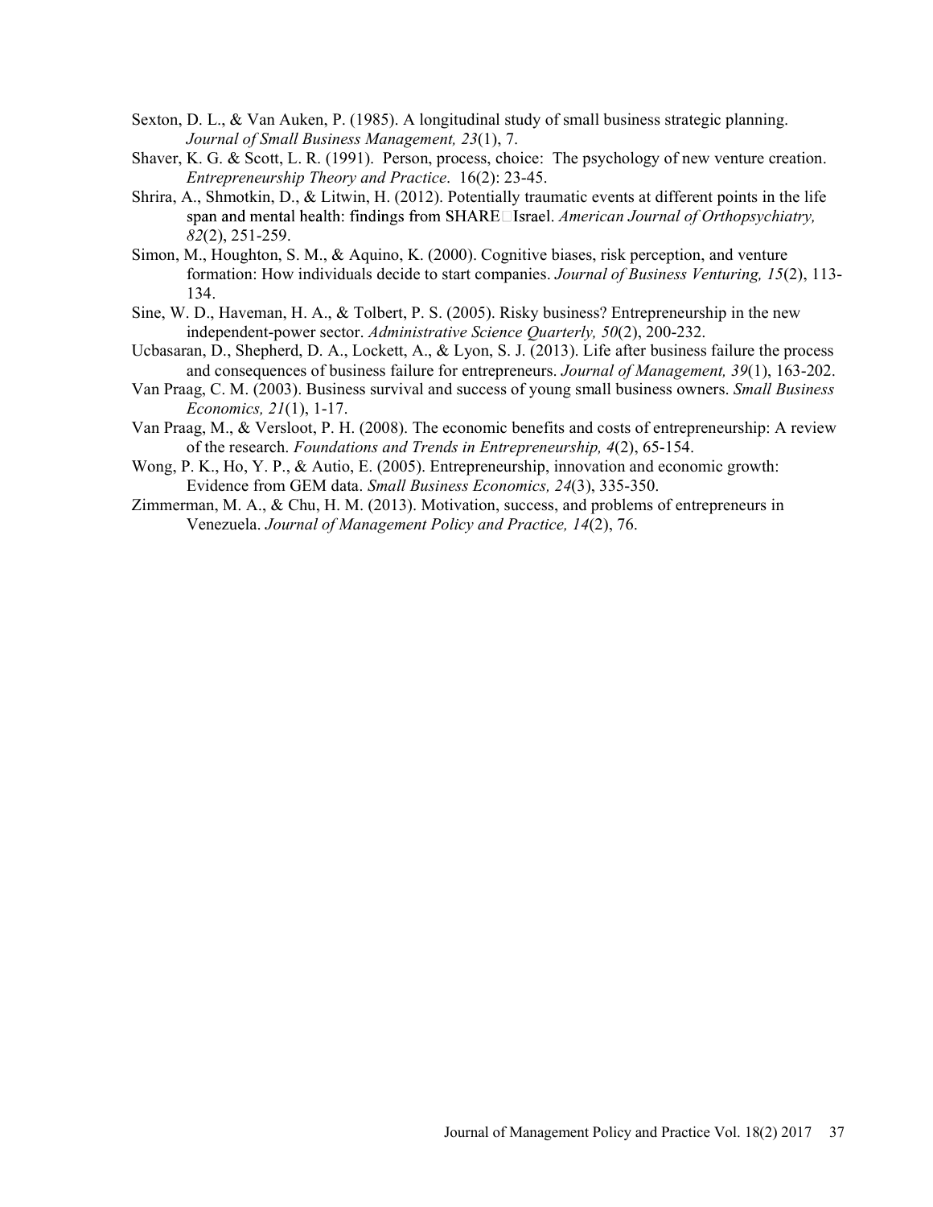Sexton, D. L., & Van Auken, P. (1985). A longitudinal study of small business strategic planning. *Journal of Small Business Management, 23*(1), 7.

Shaver, K. G. & Scott, L. R. (1991). Person, process, choice: The psychology of new venture creation. *Entrepreneurship Theory and Practice*. 16(2): 23-45.

Shrira, A., Shmotkin, D., & Litwin, H. (2012). Potentially traumatic events at different points in the life span and mental health: findings from SHARE□Israel. *American Journal of Orthopsychiatry, 82*(2), 251-259.

Simon, M., Houghton, S. M., & Aquino, K. (2000). Cognitive biases, risk perception, and venture formation: How individuals decide to start companies. *Journal of Business Venturing, 15*(2), 113-134.

Sine, W. D., Haveman, H. A., & Tolbert, P. S. (2005). Risky business? Entrepreneurship in the new independent-power sector. *Administrative Science Quarterly, 50*(2), 200-232.

Ucbasaran, D., Shepherd, D. A., Lockett, A., & Lyon, S. J. (2013). Life after business failure the process and consequences of business failure for entrepreneurs. *Journal of Management, 39*(1), 163-202.

Van Praag, C. M. (2003). Business survival and success of young small business owners. *Small Business Economics, 21*(1), 1-17.

Van Praag, M., & Versloot, P. H. (2008). The economic benefits and costs of entrepreneurship: A review of the research. *Foundations and Trends in Entrepreneurship, 4*(2), 65-154.

Wong, P. K., Ho, Y. P., & Autio, E. (2005). Entrepreneurship, innovation and economic growth: Evidence from GEM data. *Small Business Economics, 24*(3), 335-350.

Zimmerman, M. A., & Chu, H. M. (2013). Motivation, success, and problems of entrepreneurs in Venezuela. *Journal of Management Policy and Practice, 14*(2), 76.